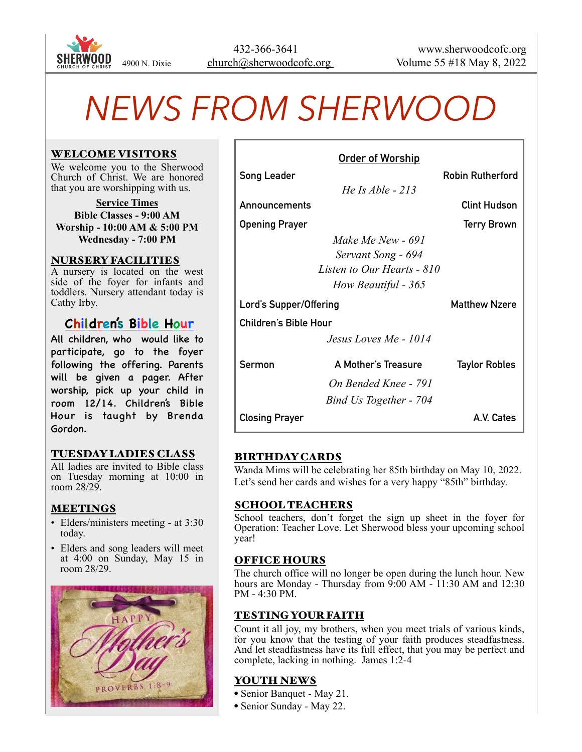SHERWOOD CHURCH OF CHRIST 4900 N. Dixie

432-366-3641
church@sherwoodcofc.org

www.sherwoodcofc.org
Volume 55 #18 May 8, 2022

# NEWS FROM SHERWOOD

## WELCOME VISITORS

We welcome you to the Sherwood Church of Christ. We are honored that you are worshipping with us.

**Service Times**
**Bible Classes - 9:00 AM**
**Worship - 10:00 AM & 5:00 PM**
**Wednesday - 7:00 PM**

## NURSERY FACILITIES

A nursery is located on the west side of the foyer for infants and toddlers. Nursery attendant today is Cathy Irby.

## Children's Bible Hour

All children, who would like to participate, go to the foyer following the offering. Parents will be given a pager. After worship, pick up your child in room 12/14. Children's Bible Hour is taught by Brenda Gordon.

## TUESDAY LADIES CLASS

All ladies are invited to Bible class on Tuesday morning at 10:00 in room 28/29.

## MEETINGS

- Elders/ministers meeting - at 3:30 today.
- Elders and song leaders will meet at 4:00 on Sunday, May 15 in room 28/29.

HAPPY Mother's Day PROVERBS 1:8-9

## Order of Worship

| | | |
|---|---|---|
| Song Leader | | Robin Rutherford |
| | *He Is Able - 213* | |
| Announcements | | Clint Hudson |
| Opening Prayer | | Terry Brown |
| | *Make Me New - 691* | |
| | *Servant Song - 694* | |
| | *Listen to Our Hearts - 810* | |
| | *How Beautiful - 365* | |
| Lord's Supper/Offering | | Matthew Nzere |
| Children's Bible Hour | | |
| | *Jesus Loves Me - 1014* | |
| Sermon | A Mother's Treasure | Taylor Robles |
| | *On Bended Knee - 791* | |
| | *Bind Us Together - 704* | |
| Closing Prayer | | A.V. Cates |

## BIRTHDAY CARDS

Wanda Mims will be celebrating her 85th birthday on May 10, 2022. Let's send her cards and wishes for a very happy "85th" birthday.

## SCHOOL TEACHERS

School teachers, don't forget the sign up sheet in the foyer for Operation: Teacher Love. Let Sherwood bless your upcoming school year!

## OFFICE HOURS

The church office will no longer be open during the lunch hour. New hours are Monday - Thursday from 9:00 AM - 11:30 AM and 12:30 PM - 4:30 PM.

## TESTING YOUR FAITH

Count it all joy, my brothers, when you meet trials of various kinds, for you know that the testing of your faith produces steadfastness. And let steadfastness have its full effect, that you may be perfect and complete, lacking in nothing. James 1:2-4

## YOUTH NEWS

- Senior Banquet - May 21.
- Senior Sunday - May 22.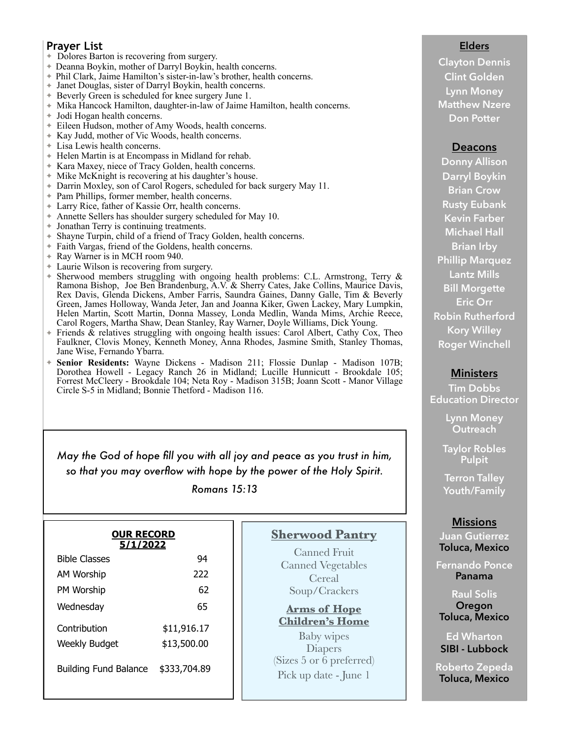## Prayer List

- Dolores Barton is recovering from surgery.
- Deanna Boykin, mother of Darryl Boykin, health concerns.
- Phil Clark, Jaime Hamilton's sister-in-law's brother, health concerns.
- Janet Douglas, sister of Darryl Boykin, health concerns.
- Beverly Green is scheduled for knee surgery June 1.
- Mika Hancock Hamilton, daughter-in-law of Jaime Hamilton, health concerns.
- Jodi Hogan health concerns.
- Eileen Hudson, mother of Amy Woods, health concerns.
- Kay Judd, mother of Vic Woods, health concerns.
- Lisa Lewis health concerns.
- Helen Martin is at Encompass in Midland for rehab.
- Kara Maxey, niece of Tracy Golden, health concerns.
- Mike McKnight is recovering at his daughter's house.
- Darrin Moxley, son of Carol Rogers, scheduled for back surgery May 11.
- Pam Phillips, former member, health concerns.
- Larry Rice, father of Kassie Orr, health concerns.
- Annette Sellers has shoulder surgery scheduled for May 10.
- Jonathan Terry is continuing treatments.
- Shayne Turpin, child of a friend of Tracy Golden, health concerns.
- Faith Vargas, friend of the Goldens, health concerns.
- Ray Warner is in MCH room 940.
- Laurie Wilson is recovering from surgery.
- Sherwood members struggling with ongoing health problems: C.L. Armstrong, Terry & Ramona Bishop, Joe Ben Brandenburg, A.V. & Sherry Cates, Jake Collins, Maurice Davis, Rex Davis, Glenda Dickens, Amber Farris, Saundra Gaines, Danny Galle, Tim & Beverly Green, James Holloway, Wanda Jeter, Jan and Joanna Kiker, Gwen Lackey, Mary Lumpkin, Helen Martin, Scott Martin, Donna Massey, Londa Medlin, Wanda Mims, Archie Reece, Carol Rogers, Martha Shaw, Dean Stanley, Ray Warner, Doyle Williams, Dick Young.
- Friends & relatives struggling with ongoing health issues: Carol Albert, Cathy Cox, Theo Faulkner, Clovis Money, Kenneth Money, Anna Rhodes, Jasmine Smith, Stanley Thomas, Jane Wise, Fernando Ybarra.
- **Senior Residents:** Wayne Dickens - Madison 211; Flossie Dunlap - Madison 107B; Dorothea Howell - Legacy Ranch 26 in Midland; Lucille Hunnicutt - Brookdale 105; Forrest McCleery - Brookdale 104; Neta Roy - Madison 315B; Joann Scott - Manor Village Circle S-5 in Midland; Bonnie Thetford - Madison 116.

*May the God of hope fill you with all joy and peace as you trust in him, so that you may overflow with hope by the power of the Holy Spirit.*

*Romans 15:13*

**OUR RECORD 5/1/2022**

| | |
|---|---|
| Bible Classes | 94 |
| AM Worship | 222 |
| PM Worship | 62 |
| Wednesday | 65 |
| Contribution | $11,916.17 |
| Weekly Budget | $13,500.00 |
| Building Fund Balance | $333,704.89 |

### Sherwood Pantry

Canned Fruit
Canned Vegetables
Cereal
Soup/Crackers

### Arms of Hope Children's Home

Baby wipes
Diapers
(Sizes 5 or 6 preferred)
Pick up date - June 1

### Elders

Clayton Dennis
Clint Golden
Lynn Money
Matthew Nzere
Don Potter

### Deacons

Donny Allison
Darryl Boykin
Brian Crow
Rusty Eubank
Kevin Farber
Michael Hall
Brian Irby
Phillip Marquez
Lantz Mills
Bill Morgette
Eric Orr
Robin Rutherford
Kory Willey
Roger Winchell

### Ministers

Tim Dobbs
Education Director

Lynn Money
Outreach

Taylor Robles
Pulpit

Terron Talley
Youth/Family

### Missions

Juan Gutierrez
Toluca, Mexico

Fernando Ponce
Panama

Raul Solis
Oregon
Toluca, Mexico

Ed Wharton
SIBI - Lubbock

Roberto Zepeda
Toluca, Mexico